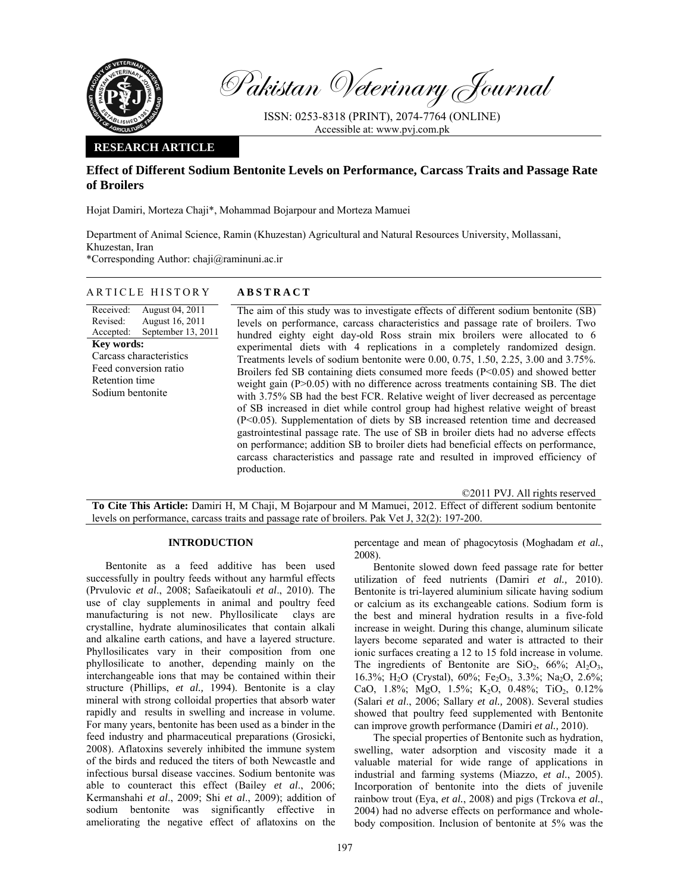Pakistan Veterinary Journal

ISSN: 0253-8318 (PRINT), 2074-7764 (ONLINE)
Accessible at: www.pvj.com.pk

**RESEARCH ARTICLE**

# Effect of Different Sodium Bentonite Levels on Performance, Carcass Traits and Passage Rate of Broilers

Hojat Damiri, Morteza Chaji*, Mohammad Bojarpour and Morteza Mamuei

Department of Animal Science, Ramin (Khuzestan) Agricultural and Natural Resources University, Mollassani, Khuzestan, Iran

*Corresponding Author: chaji@raminuni.ac.ir

## ARTICLE HISTORY

Received: August 04, 2011
Revised: August 16, 2011
Accepted: September 13, 2011

**Key words:**
Carcass characteristics
Feed conversion ratio
Retention time
Sodium bentonite

## ABSTRACT

The aim of this study was to investigate effects of different sodium bentonite (SB) levels on performance, carcass characteristics and passage rate of broilers. Two hundred eighty eight day-old Ross strain mix broilers were allocated to 6 experimental diets with 4 replications in a completely randomized design. Treatments levels of sodium bentonite were 0.00, 0.75, 1.50, 2.25, 3.00 and 3.75%. Broilers fed SB containing diets consumed more feeds ($P<0.05$) and showed better weight gain ($P>0.05$) with no difference across treatments containing SB. The diet with 3.75% SB had the best FCR. Relative weight of liver decreased as percentage of SB increased in diet while control group had highest relative weight of breast ($P<0.05$). Supplementation of diets by SB increased retention time and decreased gastrointestinal passage rate. The use of SB in broiler diets had no adverse effects on performance; addition SB to broiler diets had beneficial effects on performance, carcass characteristics and passage rate and resulted in improved efficiency of production.

©2011 PVJ. All rights reserved

**To Cite This Article:** Damiri H, M Chaji, M Bojarpour and M Mamuei, 2012. Effect of different sodium bentonite levels on performance, carcass traits and passage rate of broilers. Pak Vet J, 32(2): 197-200.

## INTRODUCTION

Bentonite as a feed additive has been used successfully in poultry feeds without any harmful effects (Prvulovic *et al*., 2008; Safaeikatouli *et al*., 2010). The use of clay supplements in animal and poultry feed manufacturing is not new. Phyllosilicate clays are crystalline, hydrate aluminosilicates that contain alkali and alkaline earth cations, and have a layered structure. Phyllosilicates vary in their composition from one phyllosilicate to another, depending mainly on the interchangeable ions that may be contained within their structure (Phillips, *et al.,* 1994). Bentonite is a clay mineral with strong colloidal properties that absorb water rapidly and results in swelling and increase in volume. For many years, bentonite has been used as a binder in the feed industry and pharmaceutical preparations (Grosicki, 2008). Aflatoxins severely inhibited the immune system of the birds and reduced the titers of both Newcastle and infectious bursal disease vaccines. Sodium bentonite was able to counteract this effect (Bailey *et al*., 2006; Kermanshahi *et al*., 2009; Shi *et al*., 2009); addition of sodium bentonite was significantly effective in ameliorating the negative effect of aflatoxins on the percentage and mean of phagocytosis (Moghadam *et al.*, 2008).

Bentonite slowed down feed passage rate for better utilization of feed nutrients (Damiri *et al.,* 2010). Bentonite is tri-layered aluminium silicate having sodium or calcium as its exchangeable cations. Sodium form is the best and mineral hydration results in a five-fold increase in weight. During this change, aluminum silicate layers become separated and water is attracted to their ionic surfaces creating a 12 to 15 fold increase in volume. The ingredients of Bentonite are $SiO_2$, 66%; $Al_2O_3$, 16.3%; $H_2O$ (Crystal), 60%; $Fe_2O_3$, 3.3%; $Na_2O$, 2.6%; CaO, 1.8%; MgO, 1.5%; $K_2O$, 0.48%; $TiO_2$, 0.12% (Salari *et al*., 2006; Sallary *et al.,* 2008). Several studies showed that poultry feed supplemented with Bentonite can improve growth performance (Damiri *et al.,* 2010).

The special properties of Bentonite such as hydration, swelling, water adsorption and viscosity made it a valuable material for wide range of applications in industrial and farming systems (Miazzo, *et al*., 2005). Incorporation of bentonite into the diets of juvenile rainbow trout (Eya, *et al.*, 2008) and pigs (Trckova *et al.*, 2004) had no adverse effects on performance and whole-body composition. Inclusion of bentonite at 5% was the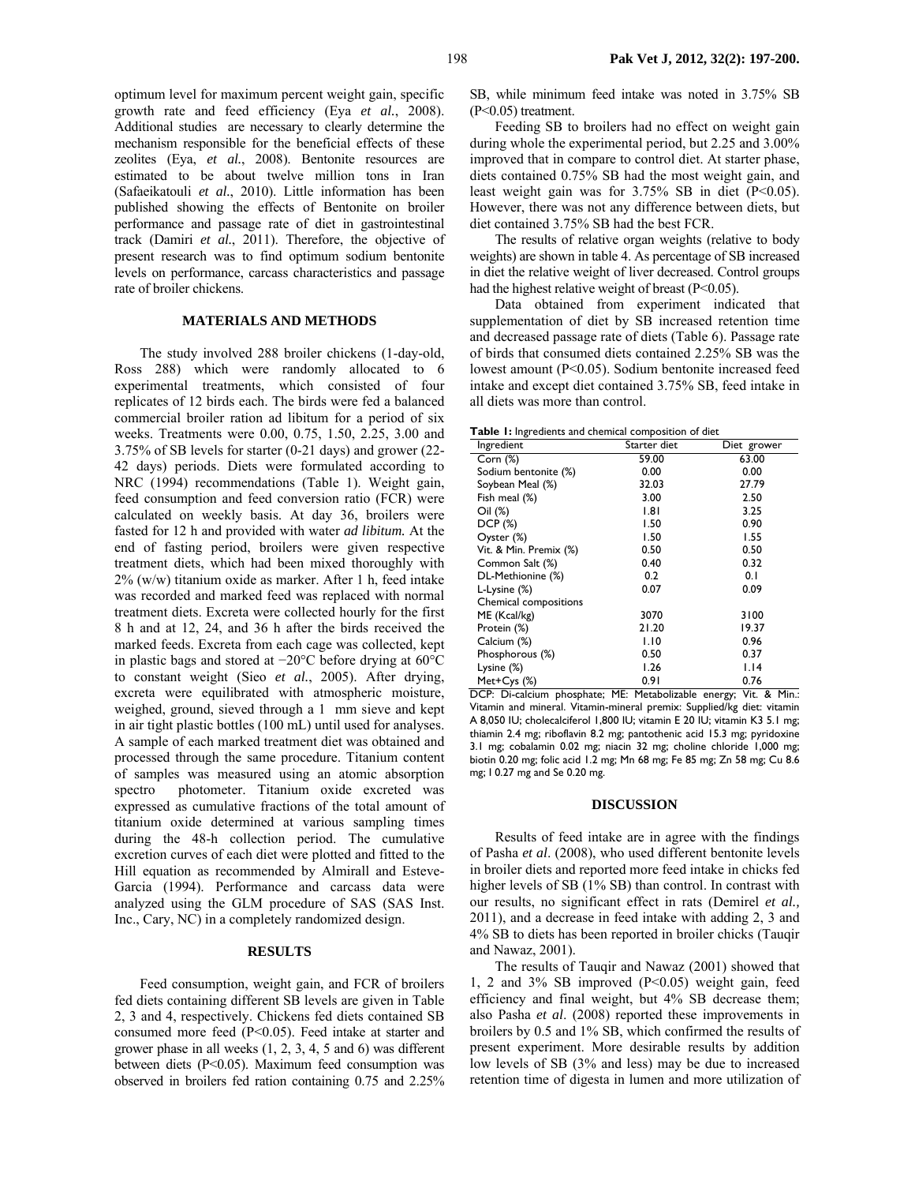optimum level for maximum percent weight gain, specific growth rate and feed efficiency (Eya *et al.*, 2008). Additional studies are necessary to clearly determine the mechanism responsible for the beneficial effects of these zeolites (Eya, *et al.*, 2008). Bentonite resources are estimated to be about twelve million tons in Iran (Safaeikatouli *et al.*, 2010). Little information has been published showing the effects of Bentonite on broiler performance and passage rate of diet in gastrointestinal track (Damiri *et al.*, 2011). Therefore, the objective of present research was to find optimum sodium bentonite levels on performance, carcass characteristics and passage rate of broiler chickens.

## MATERIALS AND METHODS

The study involved 288 broiler chickens (1-day-old, Ross 288) which were randomly allocated to 6 experimental treatments, which consisted of four replicates of 12 birds each. The birds were fed a balanced commercial broiler ration ad libitum for a period of six weeks. Treatments were 0.00, 0.75, 1.50, 2.25, 3.00 and 3.75% of SB levels for starter (0-21 days) and grower (22-42 days) periods. Diets were formulated according to NRC (1994) recommendations (Table 1). Weight gain, feed consumption and feed conversion ratio (FCR) were calculated on weekly basis. At day 36, broilers were fasted for 12 h and provided with water *ad libitum.* At the end of fasting period, broilers were given respective treatment diets, which had been mixed thoroughly with 2% (w/w) titanium oxide as marker. After 1 h, feed intake was recorded and marked feed was replaced with normal treatment diets. Excreta were collected hourly for the first 8 h and at 12, 24, and 36 h after the birds received the marked feeds. Excreta from each cage was collected, kept in plastic bags and stored at −20°C before drying at 60°C to constant weight (Sieo *et al.*, 2005). After drying, excreta were equilibrated with atmospheric moisture, weighed, ground, sieved through a 1 mm sieve and kept in air tight plastic bottles (100 mL) until used for analyses. A sample of each marked treatment diet was obtained and processed through the same procedure. Titanium content of samples was measured using an atomic absorption spectro photometer. Titanium oxide excreted was expressed as cumulative fractions of the total amount of titanium oxide determined at various sampling times during the 48-h collection period. The cumulative excretion curves of each diet were plotted and fitted to the Hill equation as recommended by Almirall and Esteve-Garcia (1994). Performance and carcass data were analyzed using the GLM procedure of SAS (SAS Inst. Inc., Cary, NC) in a completely randomized design.

## RESULTS

Feed consumption, weight gain, and FCR of broilers fed diets containing different SB levels are given in Table 2, 3 and 4, respectively. Chickens fed diets contained SB consumed more feed ($P<0.05$). Feed intake at starter and grower phase in all weeks (1, 2, 3, 4, 5 and 6) was different between diets ($P<0.05$). Maximum feed consumption was observed in broilers fed ration containing 0.75 and 2.25% SB, while minimum feed intake was noted in 3.75% SB ($P<0.05$) treatment.

Feeding SB to broilers had no effect on weight gain during whole the experimental period, but 2.25 and 3.00% improved that in compare to control diet. At starter phase, diets contained 0.75% SB had the most weight gain, and least weight gain was for 3.75% SB in diet ($P<0.05$). However, there was not any difference between diets, but diet contained 3.75% SB had the best FCR.

The results of relative organ weights (relative to body weights) are shown in table 4. As percentage of SB increased in diet the relative weight of liver decreased. Control groups had the highest relative weight of breast ($P<0.05$).

Data obtained from experiment indicated that supplementation of diet by SB increased retention time and decreased passage rate of diets (Table 6). Passage rate of birds that consumed diets contained 2.25% SB was the lowest amount ($P<0.05$). Sodium bentonite increased feed intake and except diet contained 3.75% SB, feed intake in all diets was more than control.

**Table 1:** Ingredients and chemical composition of diet

| Ingredient | Starter diet | Diet grower |
|---|---|---|
| Corn (%) | 59.00 | 63.00 |
| Sodium bentonite (%) | 0.00 | 0.00 |
| Soybean Meal (%) | 32.03 | 27.79 |
| Fish meal (%) | 3.00 | 2.50 |
| Oil (%) | 1.81 | 3.25 |
| DCP (%) | 1.50 | 0.90 |
| Oyster (%) | 1.50 | 1.55 |
| Vit. & Min. Premix (%) | 0.50 | 0.50 |
| Common Salt (%) | 0.40 | 0.32 |
| DL-Methionine (%) | 0.2 | 0.1 |
| L-Lysine (%) | 0.07 | 0.09 |
| Chemical compositions | | |
| ME (Kcal/kg) | 3070 | 3100 |
| Protein (%) | 21.20 | 19.37 |
| Calcium (%) | 1.10 | 0.96 |
| Phosphorous (%) | 0.50 | 0.37 |
| Lysine (%) | 1.26 | 1.14 |
| Met+Cys (%) | 0.91 | 0.76 |

DCP: Di-calcium phosphate; ME: Metabolizable energy; Vit. & Min.: Vitamin and mineral. Vitamin-mineral premix: Supplied/kg diet: vitamin A 8,050 IU; cholecalciferol 1,800 IU; vitamin E 20 IU; vitamin K3 5.1 mg; thiamin 2.4 mg; riboflavin 8.2 mg; pantothenic acid 15.3 mg; pyridoxine 3.1 mg; cobalamin 0.02 mg; niacin 32 mg; choline chloride 1,000 mg; biotin 0.20 mg; folic acid 1.2 mg; Mn 68 mg; Fe 85 mg; Zn 58 mg; Cu 8.6 mg; I 0.27 mg and Se 0.20 mg.

## DISCUSSION

Results of feed intake are in agree with the findings of Pasha *et al*. (2008), who used different bentonite levels in broiler diets and reported more feed intake in chicks fed higher levels of SB (1% SB) than control. In contrast with our results, no significant effect in rats (Demirel *et al.,* 2011), and a decrease in feed intake with adding 2, 3 and 4% SB to diets has been reported in broiler chicks (Tauqir and Nawaz, 2001).

The results of Tauqir and Nawaz (2001) showed that 1, 2 and 3% SB improved ($P<0.05$) weight gain, feed efficiency and final weight, but 4% SB decrease them; also Pasha *et al*. (2008) reported these improvements in broilers by 0.5 and 1% SB, which confirmed the results of present experiment. More desirable results by addition low levels of SB (3% and less) may be due to increased retention time of digesta in lumen and more utilization of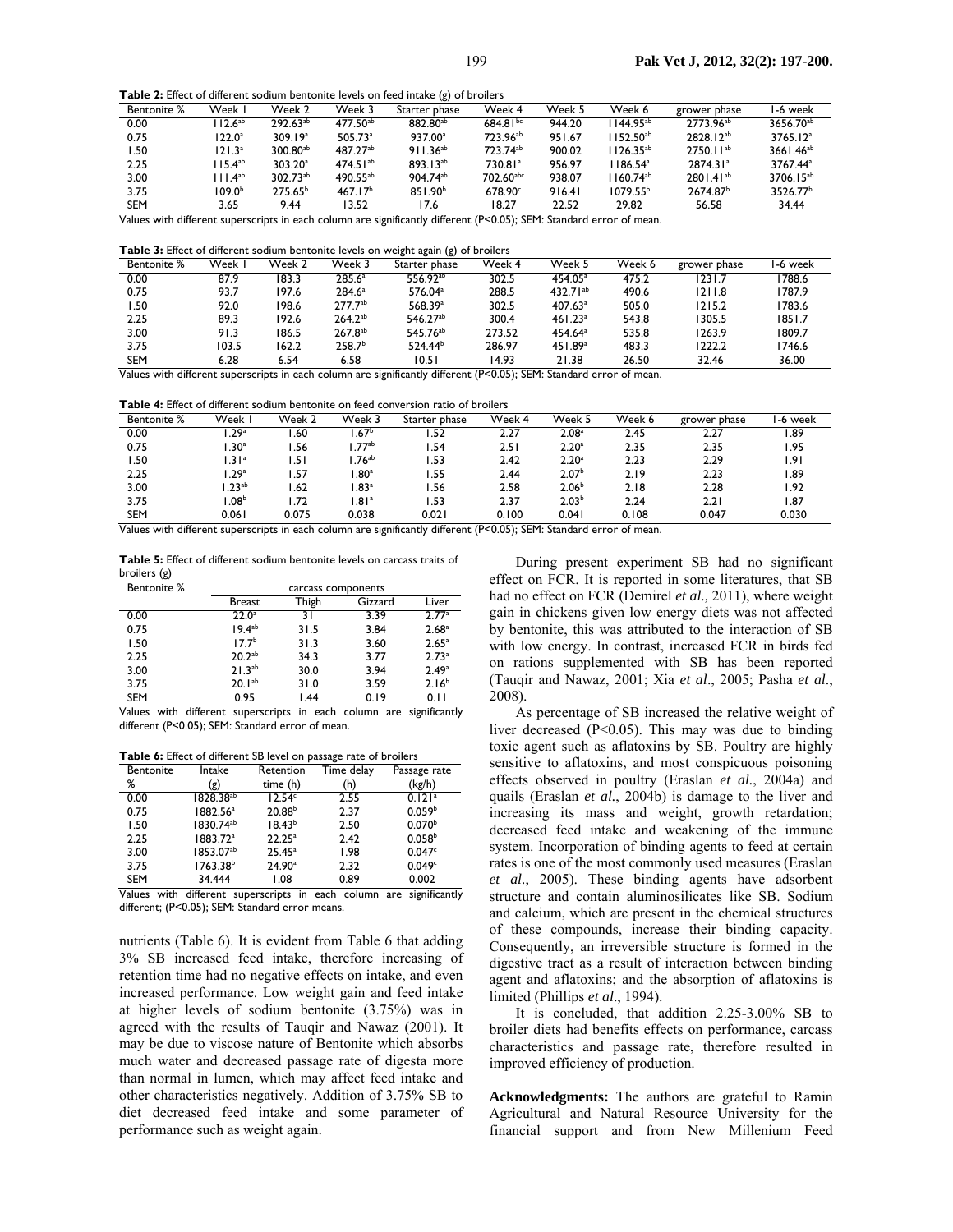**Table 2:** Effect of different sodium bentonite levels on feed intake (g) of broilers

| Bentonite % | Week 1 | Week 2 | Week 3 | Starter phase | Week 4 | Week 5 | Week 6 | grower phase | 1-6 week |
|---|---|---|---|---|---|---|---|---|---|
| 0.00 | 112.6[ab] | 292.63[ab] | 477.50[ab] | 882.80[ab] | 684.81[bc] | 944.20 | 1144.95[ab] | 2773.96[ab] | 3656.70[ab] |
| 0.75 | 122.0[a] | 309.19[a] | 505.73[a] | 937.00[a] | 723.96[ab] | 951.67 | 1152.50[ab] | 2828.12[ab] | 3765.12[a] |
| 1.50 | 121.3[a] | 300.80[ab] | 487.27[ab] | 911.36[ab] | 723.74[ab] | 900.02 | 1126.35[ab] | 2750.11[ab] | 3661.46[ab] |
| 2.25 | 115.4[ab] | 303.20[a] | 474.51[ab] | 893.13[ab] | 730.81[a] | 956.97 | 1186.54[a] | 2874.31[a] | 3767.44[a] |
| 3.00 | 111.4[ab] | 302.73[ab] | 490.55[ab] | 904.74[ab] | 702.60[abc] | 938.07 | 1160.47[ab] | 2801.41[ab] | 3706.15[ab] |
| 3.75 | 109.0[b] | 275.65[b] | 467.17[b] | 851.90[b] | 678.90[c] | 916.41 | 1079.55[b] | 2674.87[b] | 3526.77[b] |
| SEM | 3.65 | 9.44 | 13.52 | 17.6 | 18.27 | 22.52 | 29.82 | 56.58 | 34.44 |

Values with different superscripts in each column are significantly different (P<0.05); SEM: Standard error of mean.

**Table 3:** Effect of different sodium bentonite levels on weight again (g) of broilers

| Bentonite % | Week 1 | Week 2 | Week 3 | Starter phase | Week 4 | Week 5 | Week 6 | grower phase | 1-6 week |
|---|---|---|---|---|---|---|---|---|---|
| 0.00 | 87.9 | 183.3 | 285.6[a] | 556.92[ab] | 302.5 | 454.05[a] | 475.2 | 1231.7 | 1788.6 |
| 0.75 | 93.7 | 197.6 | 284.6[a] | 576.04[a] | 288.5 | 432.71[ab] | 490.6 | 1211.8 | 1787.9 |
| 1.50 | 92.0 | 198.6 | 277.7[ab] | 568.39[a] | 302.5 | 407.63[a] | 505.0 | 1215.2 | 1783.6 |
| 2.25 | 89.3 | 192.6 | 264.2[ab] | 546.27[ab] | 300.4 | 461.23[a] | 543.8 | 1305.5 | 1851.7 |
| 3.00 | 91.3 | 186.5 | 267.8[ab] | 545.76[ab] | 273.52 | 454.64[a] | 535.8 | 1263.9 | 1809.7 |
| 3.75 | 103.5 | 162.2 | 258.7[b] | 524.44[b] | 286.97 | 451.89[a] | 483.3 | 1222.2 | 1746.6 |
| SEM | 6.28 | 6.54 | 6.58 | 10.51 | 14.93 | 21.38 | 26.50 | 32.46 | 36.00 |

Values with different superscripts in each column are significantly different (P<0.05); SEM: Standard error of mean.

**Table 4:** Effect of different sodium bentonite on feed conversion ratio of broilers

| Bentonite % | Week 1 | Week 2 | Week 3 | Starter phase | Week 4 | Week 5 | Week 6 | grower phase | 1-6 week |
|---|---|---|---|---|---|---|---|---|---|
| 0.00 | 1.29[a] | 1.60 | 1.67[b] | 1.52 | 2.27 | 2.08[a] | 2.45 | 2.27 | 1.89 |
| 0.75 | 1.30[a] | 1.56 | 1.77[ab] | 1.54 | 2.51 | 2.20[a] | 2.35 | 2.35 | 1.95 |
| 1.50 | 1.31[a] | 1.51 | 1.76[ab] | 1.53 | 2.42 | 2.20[a] | 2.23 | 2.29 | 1.91 |
| 2.25 | 1.29[a] | 1.57 | 1.80[a] | 1.55 | 2.44 | 2.07[b] | 2.19 | 2.23 | 1.89 |
| 3.00 | 1.23[ab] | 1.62 | 1.83[a] | 1.56 | 2.58 | 2.06[b] | 2.18 | 2.28 | 1.92 |
| 3.75 | 1.08[b] | 1.72 | 1.81[a] | 1.53 | 2.37 | 2.03[b] | 2.24 | 2.21 | 1.87 |
| SEM | 0.061 | 0.075 | 0.038 | 0.021 | 0.100 | 0.041 | 0.108 | 0.047 | 0.030 |

Values with different superscripts in each column are significantly different (P<0.05); SEM: Standard error of mean.

**Table 5:** Effect of different sodium bentonite levels on carcass traits of broilers (g)

| Bentonite % | carcass components | | | |
|---|---|---|---|---|
| | Breast | Thigh | Gizzard | Liver |
| 0.00 | 22.0[a] | 31 | 3.39 | 2.77[a] |
| 0.75 | 19.4[ab] | 31.5 | 3.84 | 2.68[a] |
| 1.50 | 17.7[b] | 31.3 | 3.60 | 2.65[a] |
| 2.25 | 20.2[ab] | 34.3 | 3.77 | 2.73[a] |
| 3.00 | 21.3[ab] | 30.0 | 3.94 | 2.49[a] |
| 3.75 | 20.1[ab] | 31.0 | 3.59 | 2.16[b] |
| SEM | 0.95 | 1.44 | 0.19 | 0.11 |

Values with different superscripts in each column are significantly different (P<0.05); SEM: Standard error of mean.

**Table 6:** Effect of different SB level on passage rate of broilers

| Bentonite % | Intake (g) | Retention time (h) | Time delay (h) | Passage rate (kg/h) |
|---|---|---|---|---|
| 0.00 | 1828.38[ab] | 12.54[c] | 2.55 | 0.121[a] |
| 0.75 | 1882.56[a] | 20.88[b] | 2.37 | 0.059[b] |
| 1.50 | 1830.74[ab] | 18.43[b] | 2.50 | 0.070[b] |
| 2.25 | 1883.72[a] | 22.25[a] | 2.42 | 0.058[b] |
| 3.00 | 1853.07[ab] | 25.45[a] | 1.98 | 0.047[c] |
| 3.75 | 1763.38[b] | 24.90[a] | 2.32 | 0.049[c] |
| SEM | 34.444 | 1.08 | 0.89 | 0.002 |

Values with different superscripts in each column are significantly different; (P<0.05); SEM: Standard error means.

nutrients (Table 6). It is evident from Table 6 that adding 3% SB increased feed intake, therefore increasing of retention time had no negative effects on intake, and even increased performance. Low weight gain and feed intake at higher levels of sodium bentonite (3.75%) was in agreed with the results of Tauqir and Nawaz (2001). It may be due to viscose nature of Bentonite which absorbs much water and decreased passage rate of digesta more than normal in lumen, which may affect feed intake and other characteristics negatively. Addition of 3.75% SB to diet decreased feed intake and some parameter of performance such as weight again.

During present experiment SB had no significant effect on FCR. It is reported in some literatures, that SB had no effect on FCR (Demirel *et al.,* 2011), where weight gain in chickens given low energy diets was not affected by bentonite, this was attributed to the interaction of SB with low energy. In contrast, increased FCR in birds fed on rations supplemented with SB has been reported (Tauqir and Nawaz, 2001; Xia *et al*., 2005; Pasha *et al*., 2008).

As percentage of SB increased the relative weight of liver decreased (P<0.05). This may was due to binding toxic agent such as aflatoxins by SB. Poultry are highly sensitive to aflatoxins, and most conspicuous poisoning effects observed in poultry (Eraslan *et al.*, 2004a) and quails (Eraslan *et al.*, 2004b) is damage to the liver and increasing its mass and weight, growth retardation; decreased feed intake and weakening of the immune system. Incorporation of binding agents to feed at certain rates is one of the most commonly used measures (Eraslan *et al*., 2005). These binding agents have adsorbent structure and contain aluminosilicates like SB. Sodium and calcium, which are present in the chemical structures of these compounds, increase their binding capacity. Consequently, an irreversible structure is formed in the digestive tract as a result of interaction between binding agent and aflatoxins; and the absorption of aflatoxins is limited (Phillips *et al*., 1994).

It is concluded, that addition 2.25-3.00% SB to broiler diets had benefits effects on performance, carcass characteristics and passage rate, therefore resulted in improved efficiency of production.

**Acknowledgments:** The authors are grateful to Ramin Agricultural and Natural Resource University for the financial support and from New Millenium Feed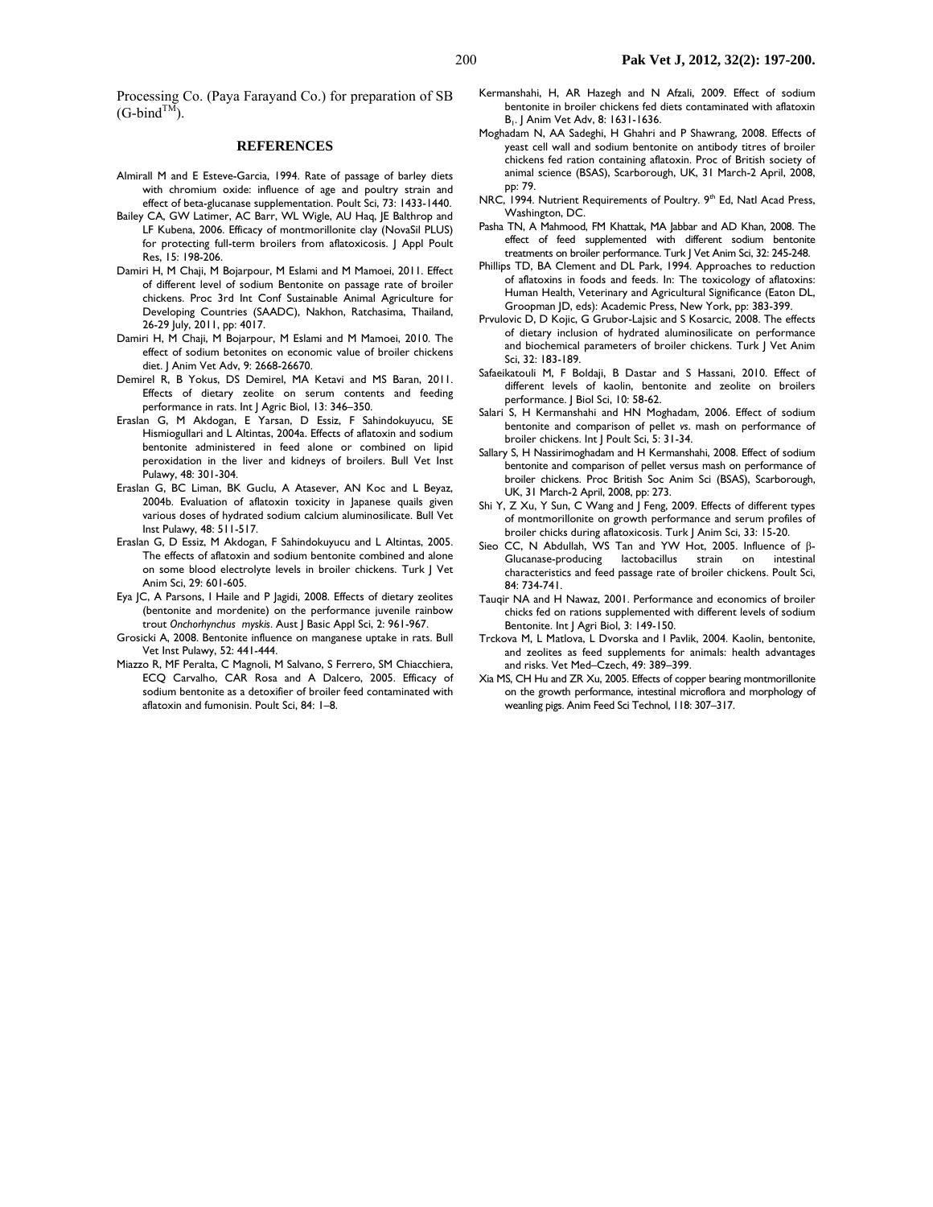Processing Co. (Paya Farayand Co.) for preparation of SB (G-bind$^{TM}$).

## REFERENCES

Almirall M and E Esteve-Garcia, 1994. Rate of passage of barley diets with chromium oxide: influence of age and poultry strain and effect of beta-glucanase supplementation. Poult Sci, 73: 1433-1440.

Bailey CA, GW Latimer, AC Barr, WL Wigle, AU Haq, JE Balthrop and LF Kubena, 2006. Efficacy of montmorillonite clay (NovaSil PLUS) for protecting full-term broilers from aflatoxicosis. J Appl Poult Res, 15: 198-206.

Damiri H, M Chaji, M Bojarpour, M Eslami and M Mamoei, 2011. Effect of different level of sodium Bentonite on passage rate of broiler chickens. Proc 3rd Int Conf Sustainable Animal Agriculture for Developing Countries (SAADC), Nakhon, Ratchasima, Thailand, 26-29 July, 2011, pp: 4017.

Damiri H, M Chaji, M Bojarpour, M Eslami and M Mamoei, 2010. The effect of sodium betonites on economic value of broiler chickens diet. J Anim Vet Adv, 9: 2668-26670.

Demirel R, B Yokus, DS Demirel, MA Ketavi and MS Baran, 2011. Effects of dietary zeolite on serum contents and feeding performance in rats. Int J Agric Biol, 13: 346–350.

Eraslan G, M Akdogan, E Yarsan, D Essiz, F Sahindokuyucu, SE Hismiogullari and L Altintas, 2004a. Effects of aflatoxin and sodium bentonite administered in feed alone or combined on lipid peroxidation in the liver and kidneys of broilers. Bull Vet Inst Pulawy, 48: 301-304.

Eraslan G, BC Liman, BK Guclu, A Atasever, AN Koc and L Beyaz, 2004b. Evaluation of aflatoxin toxicity in Japanese quails given various doses of hydrated sodium calcium aluminosilicate. Bull Vet Inst Pulawy, 48: 511-517.

Eraslan G, D Essiz, M Akdogan, F Sahindokuyucu and L Altintas, 2005. The effects of aflatoxin and sodium bentonite combined and alone on some blood electrolyte levels in broiler chickens. Turk J Vet Anim Sci, 29: 601-605.

Eya JC, A Parsons, I Haile and P Jagidi, 2008. Effects of dietary zeolites (bentonite and mordenite) on the performance juvenile rainbow trout *Onchorhynchus myskis*. Aust J Basic Appl Sci, 2: 961-967.

Grosicki A, 2008. Bentonite influence on manganese uptake in rats. Bull Vet Inst Pulawy, 52: 441-444.

Miazzo R, MF Peralta, C Magnoli, M Salvano, S Ferrero, SM Chiacchiera, ECQ Carvalho, CAR Rosa and A Dalcero, 2005. Efficacy of sodium bentonite as a detoxifier of broiler feed contaminated with aflatoxin and fumonisin. Poult Sci, 84: 1–8.

Kermanshahi, H, AR Hazegh and N Afzali, 2009. Effect of sodium bentonite in broiler chickens fed diets contaminated with aflatoxin $B_1$. J Anim Vet Adv, 8: 1631-1636.

Moghadam N, AA Sadeghi, H Ghahri and P Shawrang, 2008. Effects of yeast cell wall and sodium bentonite on antibody titres of broiler chickens fed ration containing aflatoxin. Proc of British society of animal science (BSAS), Scarborough, UK, 31 March-2 April, 2008, pp: 79.

NRC, 1994. Nutrient Requirements of Poultry. 9th Ed, Natl Acad Press, Washington, DC.

Pasha TN, A Mahmood, FM Khattak, MA Jabbar and AD Khan, 2008. The effect of feed supplemented with different sodium bentonite treatments on broiler performance. Turk J Vet Anim Sci, 32: 245-248.

Phillips TD, BA Clement and DL Park, 1994. Approaches to reduction of aflatoxins in foods and feeds. In: The toxicology of aflatoxins: Human Health, Veterinary and Agricultural Significance (Eaton DL, Groopman JD, eds): Academic Press, New York, pp: 383-399.

Prvulovic D, D Kojic, G Grubor-Lajsic and S Kosarcic, 2008. The effects of dietary inclusion of hydrated aluminosilicate on performance and biochemical parameters of broiler chickens. Turk J Vet Anim Sci, 32: 183-189.

Safaeikatouli M, F Boldaji, B Dastar and S Hassani, 2010. Effect of different levels of kaolin, bentonite and zeolite on broilers performance. J Biol Sci, 10: 58-62.

Salari S, H Kermanshahi and HN Moghadam, 2006. Effect of sodium bentonite and comparison of pellet *vs*. mash on performance of broiler chickens. Int J Poult Sci, 5: 31-34.

Sallary S, H Nassirimoghadam and H Kermanshahi, 2008. Effect of sodium bentonite and comparison of pellet versus mash on performance of broiler chickens. Proc British Soc Anim Sci (BSAS), Scarborough, UK, 31 March-2 April, 2008, pp: 273.

Shi Y, Z Xu, Y Sun, C Wang and J Feng, 2009. Effects of different types of montmorillonite on growth performance and serum profiles of broiler chicks during aflatoxicosis. Turk J Anim Sci, 33: 15-20.

Sieo CC, N Abdullah, WS Tan and YW Hot, 2005. Influence of β-Glucanase-producing lactobacillus strain on intestinal characteristics and feed passage rate of broiler chickens. Poult Sci, 84: 734-741.

Tauqir NA and H Nawaz, 2001. Performance and economics of broiler chicks fed on rations supplemented with different levels of sodium Bentonite. Int J Agri Biol, 3: 149-150.

Trckova M, L Matlova, L Dvorska and I Pavlik, 2004. Kaolin, bentonite, and zeolites as feed supplements for animals: health advantages and risks. Vet Med–Czech, 49: 389–399.

Xia MS, CH Hu and ZR Xu, 2005. Effects of copper bearing montmorillonite on the growth performance, intestinal microflora and morphology of weanling pigs. Anim Feed Sci Technol, 118: 307–317.